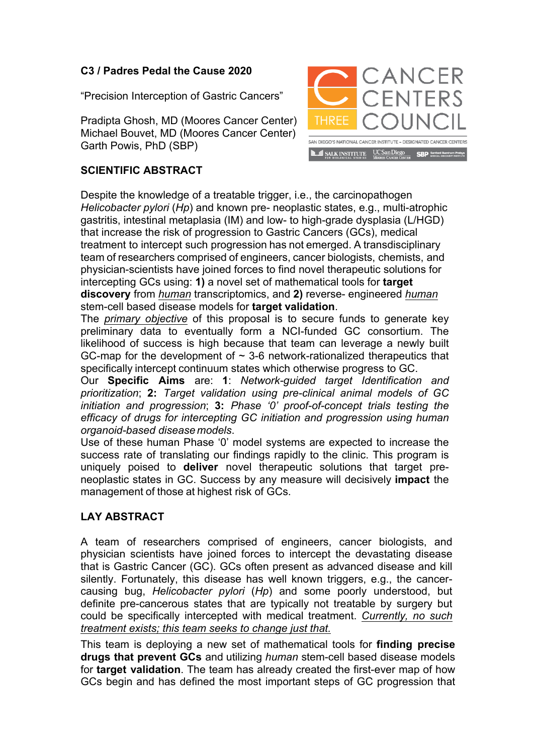**C3 / Padres Pedal the Cause 2020**

"Precision Interception of Gastric Cancers"

Pradipta Ghosh, MD (Moores Cancer Center)
Michael Bouvet, MD (Moores Cancer Center)
Garth Powis, PhD (SBP)

## SCIENTIFIC ABSTRACT

Despite the knowledge of a treatable trigger, i.e., the carcinopathogen *Helicobacter pylori* (*Hp*) and known pre- neoplastic states, e.g., multi-atrophic gastritis, intestinal metaplasia (IM) and low- to high-grade dysplasia (L/HGD) that increase the risk of progression to Gastric Cancers (GCs), medical treatment to intercept such progression has not emerged. A transdisciplinary team of researchers comprised of engineers, cancer biologists, chemists, and physician-scientists have joined forces to find novel therapeutic solutions for intercepting GCs using: **1)** a novel set of mathematical tools for **target discovery** from *human* transcriptomics, and **2)** reverse- engineered *human* stem-cell based disease models for **target validation**.

The *primary objective* of this proposal is to secure funds to generate key preliminary data to eventually form a NCI-funded GC consortium. The likelihood of success is high because that team can leverage a newly built GC-map for the development of ~ 3-6 network-rationalized therapeutics that specifically intercept continuum states which otherwise progress to GC.

Our **Specific Aims** are: **1**: *Network-guided target Identification and prioritization*; **2:** *Target validation using pre-clinical animal models of GC initiation and progression*; **3:** *Phase '0' proof-of-concept trials testing the efficacy of drugs for intercepting GC initiation and progression using human organoid-based disease models*.

Use of these human Phase '0' model systems are expected to increase the success rate of translating our findings rapidly to the clinic. This program is uniquely poised to **deliver** novel therapeutic solutions that target pre-neoplastic states in GC. Success by any measure will decisively **impact** the management of those at highest risk of GCs.

## LAY ABSTRACT

A team of researchers comprised of engineers, cancer biologists, and physician scientists have joined forces to intercept the devastating disease that is Gastric Cancer (GC). GCs often present as advanced disease and kill silently. Fortunately, this disease has well known triggers, e.g., the cancer-causing bug, *Helicobacter pylori* (*Hp*) and some poorly understood, but definite pre-cancerous states that are typically not treatable by surgery but could be specifically intercepted with medical treatment. *Currently, no such treatment exists; this team seeks to change just that.*

This team is deploying a new set of mathematical tools for **finding precise drugs that prevent GCs** and utilizing *human* stem-cell based disease models for **target validation**. The team has already created the first-ever map of how GCs begin and has defined the most important steps of GC progression that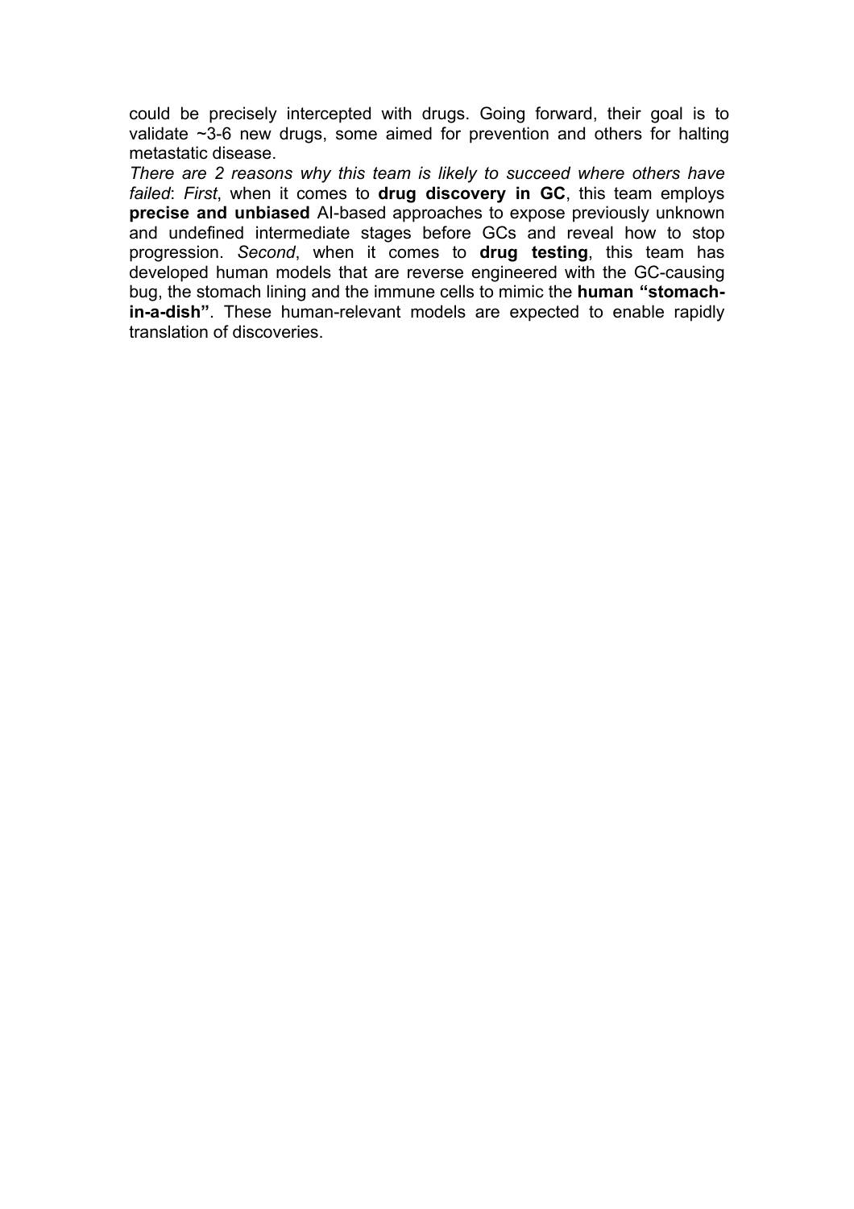could be precisely intercepted with drugs. Going forward, their goal is to validate ~3-6 new drugs, some aimed for prevention and others for halting metastatic disease.

*There are 2 reasons why this team is likely to succeed where others have failed*: *First*, when it comes to **drug discovery in GC**, this team employs **precise and unbiased** AI-based approaches to expose previously unknown and undefined intermediate stages before GCs and reveal how to stop progression. *Second*, when it comes to **drug testing**, this team has developed human models that are reverse engineered with the GC-causing bug, the stomach lining and the immune cells to mimic the **human "stomach-in-a-dish"**. These human-relevant models are expected to enable rapidly translation of discoveries.